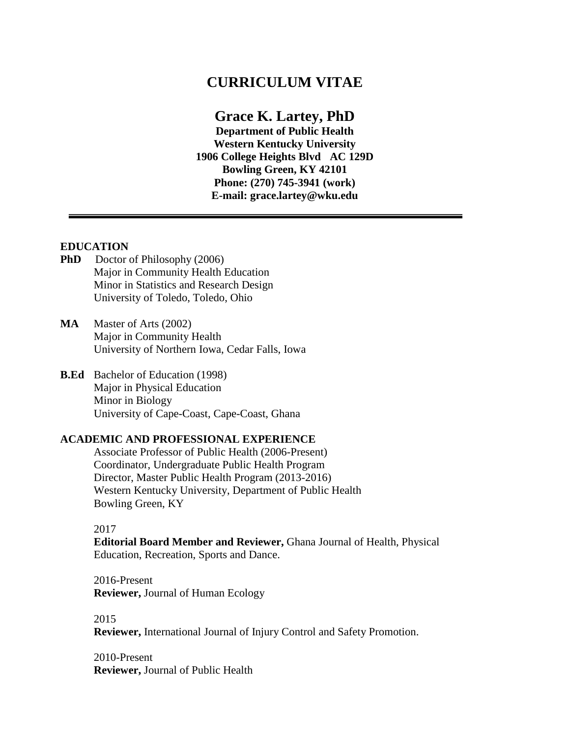# CURRICULUM VITAE

## Grace K. Lartey, PhD

**Department of Public Health**
**Western Kentucky University**
**1906 College Heights Blvd AC 129D**
**Bowling Green, KY 42101**
**Phone: (270) 745-3941 (work)**
**E-mail: grace.lartey@wku.edu**

---

### EDUCATION

**PhD** Doctor of Philosophy (2006)
Major in Community Health Education
Minor in Statistics and Research Design
University of Toledo, Toledo, Ohio

**MA** Master of Arts (2002)
Major in Community Health
University of Northern Iowa, Cedar Falls, Iowa

**B.Ed** Bachelor of Education (1998)
Major in Physical Education
Minor in Biology
University of Cape-Coast, Cape-Coast, Ghana

### ACADEMIC AND PROFESSIONAL EXPERIENCE

Associate Professor of Public Health (2006-Present)
Coordinator, Undergraduate Public Health Program
Director, Master Public Health Program (2013-2016)
Western Kentucky University, Department of Public Health
Bowling Green, KY

2017
**Editorial Board Member and Reviewer,** Ghana Journal of Health, Physical Education, Recreation, Sports and Dance.

2016-Present
**Reviewer,** Journal of Human Ecology

2015
**Reviewer,** International Journal of Injury Control and Safety Promotion.

2010-Present
**Reviewer,** Journal of Public Health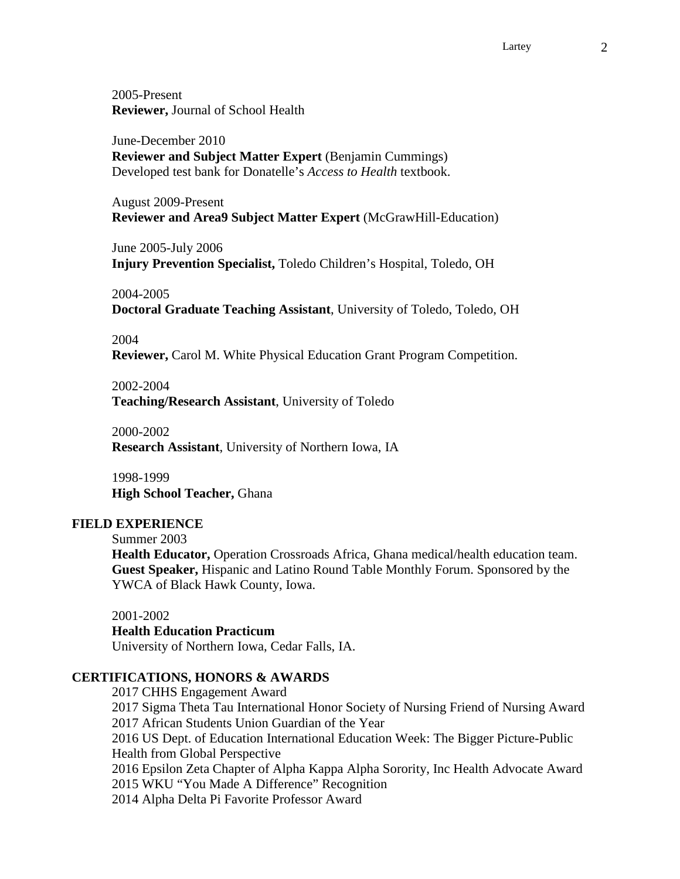2005-Present
**Reviewer,** Journal of School Health

June-December 2010
**Reviewer and Subject Matter Expert** (Benjamin Cummings)
Developed test bank for Donatelle's *Access to Health* textbook.

August 2009-Present
**Reviewer and Area9 Subject Matter Expert** (McGrawHill-Education)

June 2005-July 2006
**Injury Prevention Specialist,** Toledo Children's Hospital, Toledo, OH

2004-2005
**Doctoral Graduate Teaching Assistant**, University of Toledo, Toledo, OH

2004
**Reviewer,** Carol M. White Physical Education Grant Program Competition.

2002-2004
**Teaching/Research Assistant**, University of Toledo

2000-2002
**Research Assistant**, University of Northern Iowa, IA

1998-1999
**High School Teacher,** Ghana

## FIELD EXPERIENCE

Summer 2003
**Health Educator,** Operation Crossroads Africa, Ghana medical/health education team.
**Guest Speaker,** Hispanic and Latino Round Table Monthly Forum. Sponsored by the YWCA of Black Hawk County, Iowa.

2001-2002
**Health Education Practicum**
University of Northern Iowa, Cedar Falls, IA.

## CERTIFICATIONS, HONORS & AWARDS

2017 CHHS Engagement Award
2017 Sigma Theta Tau International Honor Society of Nursing Friend of Nursing Award
2017 African Students Union Guardian of the Year
2016 US Dept. of Education International Education Week: The Bigger Picture-Public Health from Global Perspective
2016 Epsilon Zeta Chapter of Alpha Kappa Alpha Sorority, Inc Health Advocate Award
2015 WKU "You Made A Difference" Recognition
2014 Alpha Delta Pi Favorite Professor Award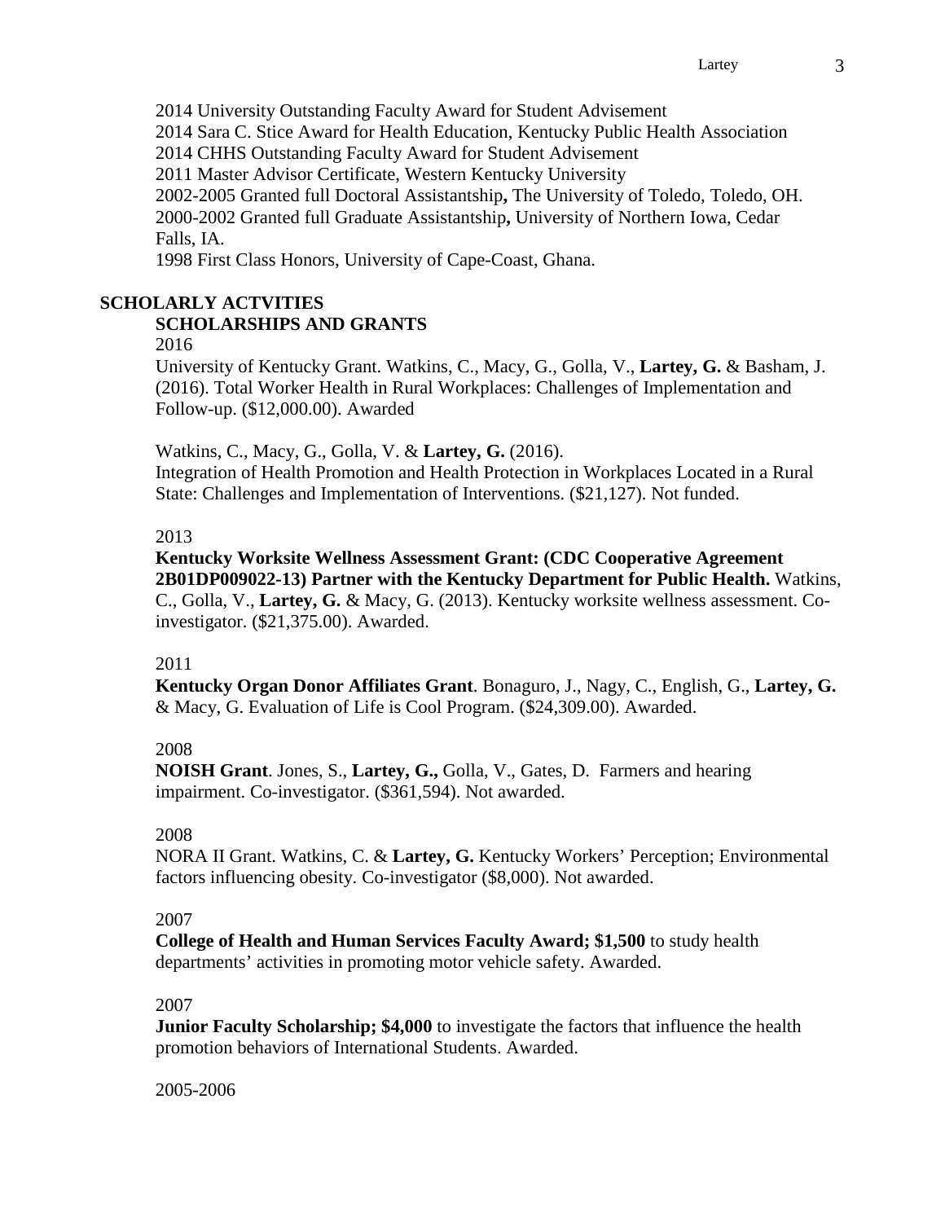2014 University Outstanding Faculty Award for Student Advisement
2014 Sara C. Stice Award for Health Education, Kentucky Public Health Association
2014 CHHS Outstanding Faculty Award for Student Advisement
2011 Master Advisor Certificate, Western Kentucky University
2002-2005 Granted full Doctoral Assistantship**,** The University of Toledo, Toledo, OH.
2000-2002 Granted full Graduate Assistantship**,** University of Northern Iowa, Cedar Falls, IA.
1998 First Class Honors, University of Cape-Coast, Ghana.

## SCHOLARLY ACTVITIES

### SCHOLARSHIPS AND GRANTS

2016

University of Kentucky Grant. Watkins, C., Macy, G., Golla, V., **Lartey, G.** & Basham, J. (2016). Total Worker Health in Rural Workplaces: Challenges of Implementation and Follow-up. ($12,000.00). Awarded

Watkins, C., Macy, G., Golla, V. & **Lartey, G.** (2016).
Integration of Health Promotion and Health Protection in Workplaces Located in a Rural State: Challenges and Implementation of Interventions. ($21,127). Not funded.

2013

**Kentucky Worksite Wellness Assessment Grant: (CDC Cooperative Agreement 2B01DP009022-13) Partner with the Kentucky Department for Public Health.** Watkins, C., Golla, V., **Lartey, G.** & Macy, G. (2013). Kentucky worksite wellness assessment. Co-investigator. ($21,375.00). Awarded.

2011

**Kentucky Organ Donor Affiliates Grant**. Bonaguro, J., Nagy, C., English, G., **Lartey, G.** & Macy, G. Evaluation of Life is Cool Program. ($24,309.00). Awarded.

2008

**NOISH Grant**. Jones, S., **Lartey, G.,** Golla, V., Gates, D. Farmers and hearing impairment. Co-investigator. ($361,594). Not awarded.

2008

NORA II Grant. Watkins, C. & **Lartey, G.** Kentucky Workers' Perception; Environmental factors influencing obesity. Co-investigator ($8,000). Not awarded.

2007

**College of Health and Human Services Faculty Award; $1,500** to study health departments' activities in promoting motor vehicle safety. Awarded.

2007

**Junior Faculty Scholarship; $4,000** to investigate the factors that influence the health promotion behaviors of International Students. Awarded.

2005-2006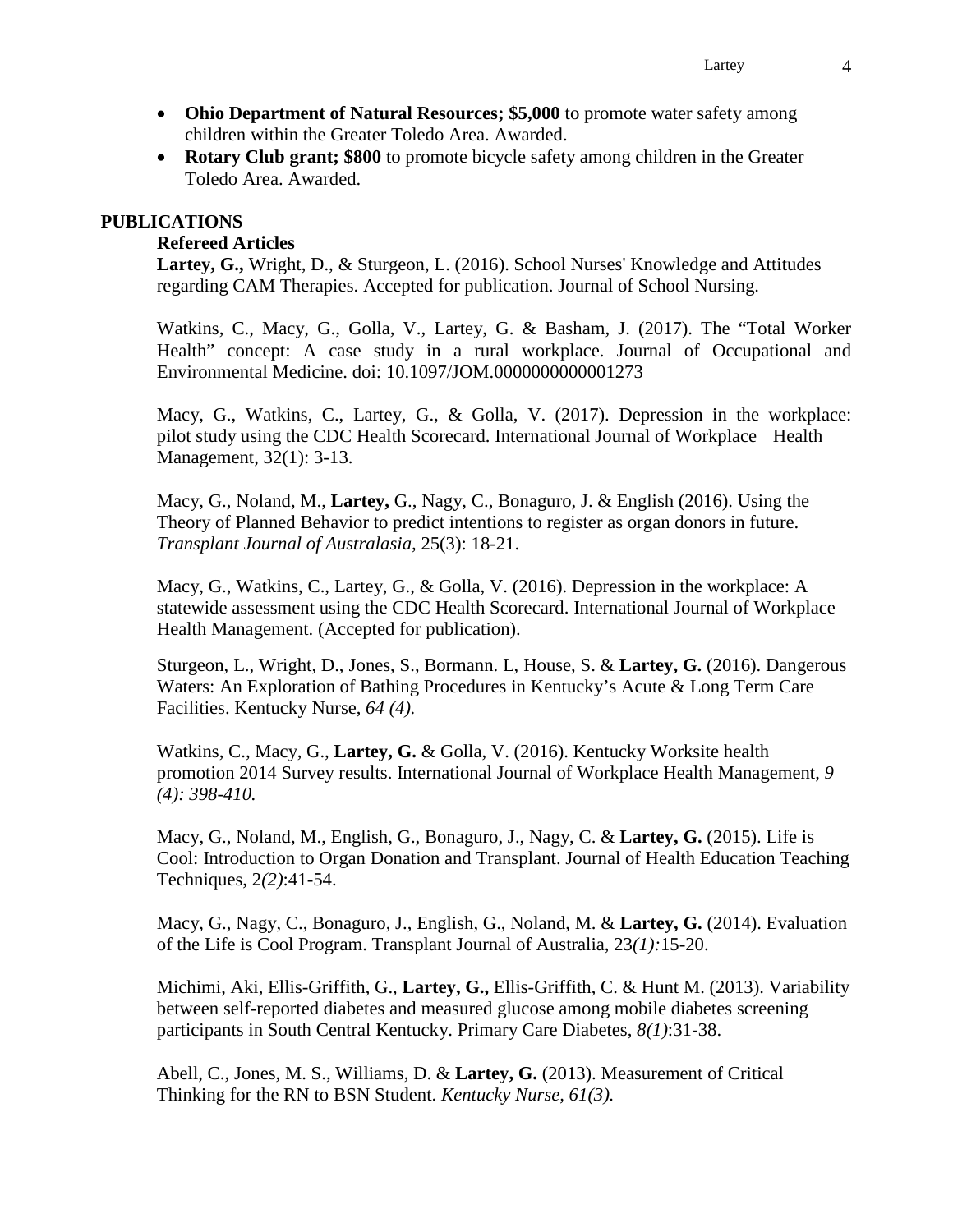- **Ohio Department of Natural Resources; $5,000** to promote water safety among children within the Greater Toledo Area. Awarded.
- **Rotary Club grant; $800** to promote bicycle safety among children in the Greater Toledo Area. Awarded.

## PUBLICATIONS

### Refereed Articles

**Lartey, G.,** Wright, D., & Sturgeon, L. (2016). School Nurses' Knowledge and Attitudes regarding CAM Therapies. Accepted for publication. Journal of School Nursing.

Watkins, C., Macy, G., Golla, V., Lartey, G. & Basham, J. (2017). The "Total Worker Health" concept: A case study in a rural workplace. Journal of Occupational and Environmental Medicine. doi: 10.1097/JOM.0000000000001273

Macy, G., Watkins, C., Lartey, G., & Golla, V. (2017). Depression in the workplace: pilot study using the CDC Health Scorecard. International Journal of Workplace Health Management, 32(1): 3-13.

Macy, G., Noland, M., **Lartey,** G., Nagy, C., Bonaguro, J. & English (2016). Using the Theory of Planned Behavior to predict intentions to register as organ donors in future. *Transplant Journal of Australasia,* 25(3): 18-21.

Macy, G., Watkins, C., Lartey, G., & Golla, V. (2016). Depression in the workplace: A statewide assessment using the CDC Health Scorecard. International Journal of Workplace Health Management. (Accepted for publication).

Sturgeon, L., Wright, D., Jones, S., Bormann. L, House, S. & **Lartey, G.** (2016). Dangerous Waters: An Exploration of Bathing Procedures in Kentucky's Acute & Long Term Care Facilities. Kentucky Nurse, *64 (4).*

Watkins, C., Macy, G., **Lartey, G.** & Golla, V. (2016). Kentucky Worksite health promotion 2014 Survey results. International Journal of Workplace Health Management*, 9 (4): 398-410.*

Macy, G., Noland, M., English, G., Bonaguro, J., Nagy, C. & **Lartey, G.** (2015). Life is Cool: Introduction to Organ Donation and Transplant. Journal of Health Education Teaching Techniques, 2*(2)*:41-54.

Macy, G., Nagy, C., Bonaguro, J., English, G., Noland, M. & **Lartey, G.** (2014). Evaluation of the Life is Cool Program. Transplant Journal of Australia, 23*(1):*15-20.

Michimi, Aki, Ellis-Griffith, G., **Lartey, G.,** Ellis-Griffith, C. & Hunt M. (2013). Variability between self-reported diabetes and measured glucose among mobile diabetes screening participants in South Central Kentucky. Primary Care Diabetes, *8(1)*:31-38.

Abell, C., Jones, M. S., Williams, D. & **Lartey, G.** (2013). Measurement of Critical Thinking for the RN to BSN Student. *Kentucky Nurse, 61(3).*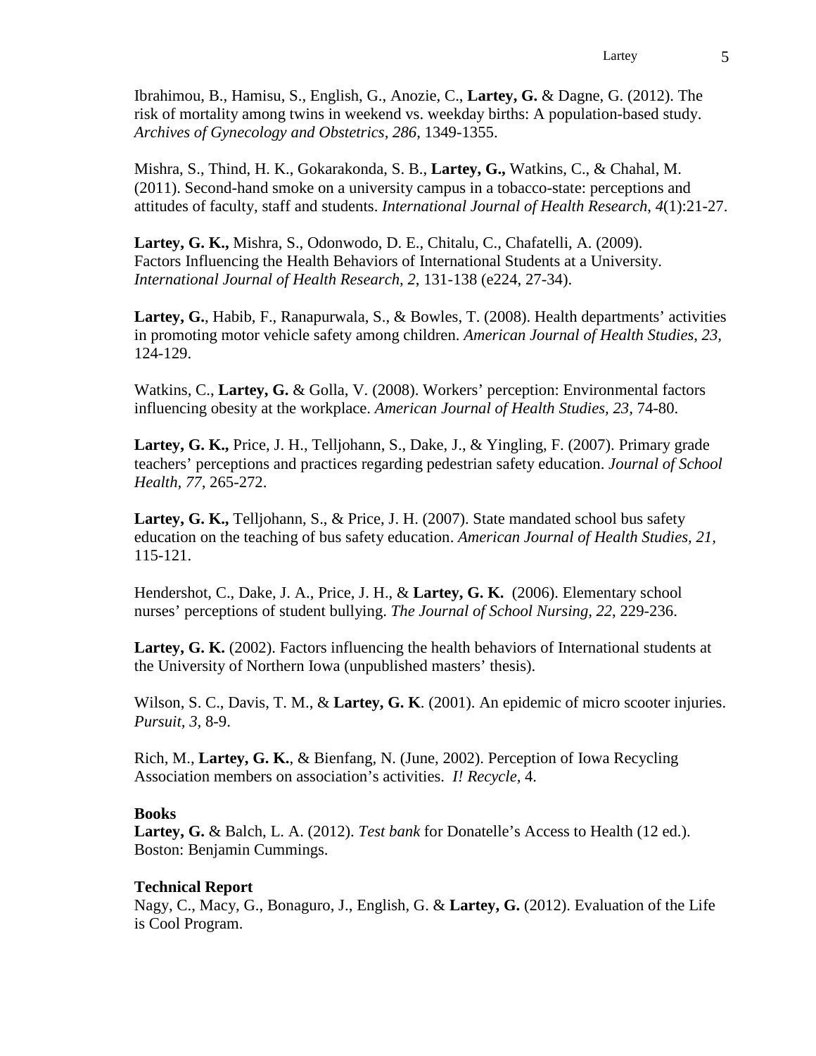Ibrahimou, B., Hamisu, S., English, G., Anozie, C., **Lartey, G.** & Dagne, G. (2012). The risk of mortality among twins in weekend vs. weekday births: A population-based study. *Archives of Gynecology and Obstetrics*, *286*, 1349-1355.

Mishra, S., Thind, H. K., Gokarakonda, S. B., **Lartey, G.,** Watkins, C., & Chahal, M. (2011). Second-hand smoke on a university campus in a tobacco-state: perceptions and attitudes of faculty, staff and students. *International Journal of Health Research, 4*(1):21-27.

**Lartey, G. K.,** Mishra, S., Odonwodo, D. E., Chitalu, C., Chafatelli, A. (2009). Factors Influencing the Health Behaviors of International Students at a University. *International Journal of Health Research, 2*, 131-138 (e224, 27-34).

**Lartey, G.**, Habib, F., Ranapurwala, S., & Bowles, T. (2008). Health departments' activities in promoting motor vehicle safety among children. *American Journal of Health Studies*, *23,* 124-129.

Watkins, C., **Lartey, G.** & Golla, V. (2008). Workers' perception: Environmental factors influencing obesity at the workplace. *American Journal of Health Studies, 23,* 74-80.

**Lartey, G. K.,** Price, J. H., Telljohann, S., Dake, J., & Yingling, F. (2007). Primary grade teachers' perceptions and practices regarding pedestrian safety education. *Journal of School Health, 77,* 265-272.

**Lartey, G. K.,** Telljohann, S., & Price, J. H. (2007). State mandated school bus safety education on the teaching of bus safety education. *American Journal of Health Studies, 21,* 115-121.

Hendershot, C., Dake, J. A., Price, J. H., & **Lartey, G. K.** (2006). Elementary school nurses' perceptions of student bullying. *The Journal of School Nursing, 22*, 229-236.

**Lartey, G. K.** (2002). Factors influencing the health behaviors of International students at the University of Northern Iowa (unpublished masters' thesis).

Wilson, S. C., Davis, T. M., & **Lartey, G. K**. (2001). An epidemic of micro scooter injuries. *Pursuit, 3,* 8-9.

Rich, M., **Lartey, G. K.**, & Bienfang, N. (June, 2002). Perception of Iowa Recycling Association members on association's activities. *I! Recycle,* 4.

**Books**

**Lartey, G.** & Balch, L. A. (2012). *Test bank* for Donatelle's Access to Health (12 ed.). Boston: Benjamin Cummings.

**Technical Report**

Nagy, C., Macy, G., Bonaguro, J., English, G. & **Lartey, G.** (2012). Evaluation of the Life is Cool Program.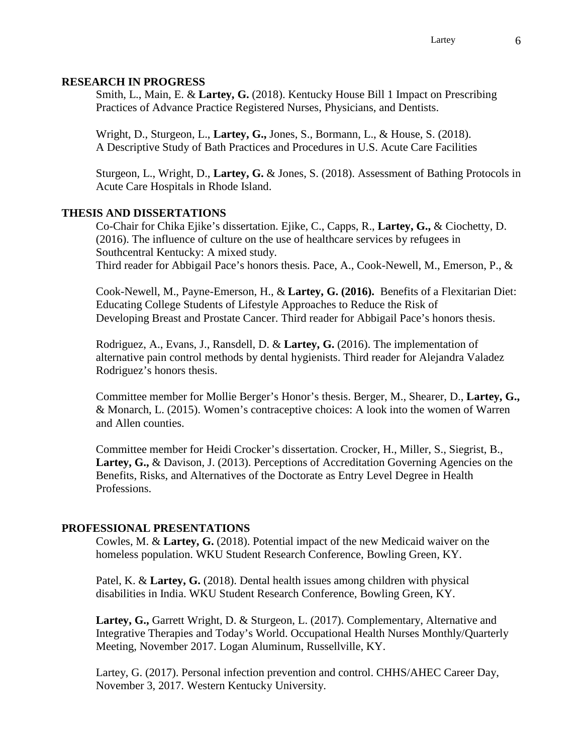## RESEARCH IN PROGRESS

Smith, L., Main, E. & **Lartey, G.** (2018). Kentucky House Bill 1 Impact on Prescribing Practices of Advance Practice Registered Nurses, Physicians, and Dentists.

Wright, D., Sturgeon, L., **Lartey, G.,** Jones, S., Bormann, L., & House, S. (2018). A Descriptive Study of Bath Practices and Procedures in U.S. Acute Care Facilities

Sturgeon, L., Wright, D., **Lartey, G.** & Jones, S. (2018). Assessment of Bathing Protocols in Acute Care Hospitals in Rhode Island.

## THESIS AND DISSERTATIONS

Co-Chair for Chika Ejike's dissertation. Ejike, C., Capps, R., **Lartey, G.,** & Ciochetty, D. (2016). The influence of culture on the use of healthcare services by refugees in Southcentral Kentucky: A mixed study.
Third reader for Abbigail Pace's honors thesis. Pace, A., Cook-Newell, M., Emerson, P., &

Cook-Newell, M., Payne-Emerson, H., & **Lartey, G. (2016).** Benefits of a Flexitarian Diet: Educating College Students of Lifestyle Approaches to Reduce the Risk of Developing Breast and Prostate Cancer. Third reader for Abbigail Pace's honors thesis.

Rodriguez, A., Evans, J., Ransdell, D. & **Lartey, G.** (2016). The implementation of alternative pain control methods by dental hygienists. Third reader for Alejandra Valadez Rodriguez's honors thesis.

Committee member for Mollie Berger's Honor's thesis. Berger, M., Shearer, D., **Lartey, G.,** & Monarch, L. (2015). Women's contraceptive choices: A look into the women of Warren and Allen counties.

Committee member for Heidi Crocker's dissertation. Crocker, H., Miller, S., Siegrist, B., **Lartey, G.,** & Davison, J. (2013). Perceptions of Accreditation Governing Agencies on the Benefits, Risks, and Alternatives of the Doctorate as Entry Level Degree in Health Professions.

## PROFESSIONAL PRESENTATIONS

Cowles, M. & **Lartey, G.** (2018). Potential impact of the new Medicaid waiver on the homeless population. WKU Student Research Conference, Bowling Green, KY.

Patel, K. & **Lartey, G.** (2018). Dental health issues among children with physical disabilities in India. WKU Student Research Conference, Bowling Green, KY.

**Lartey, G.,** Garrett Wright, D. & Sturgeon, L. (2017). Complementary, Alternative and Integrative Therapies and Today's World. Occupational Health Nurses Monthly/Quarterly Meeting, November 2017. Logan Aluminum, Russellville, KY.

Lartey, G. (2017). Personal infection prevention and control. CHHS/AHEC Career Day, November 3, 2017. Western Kentucky University.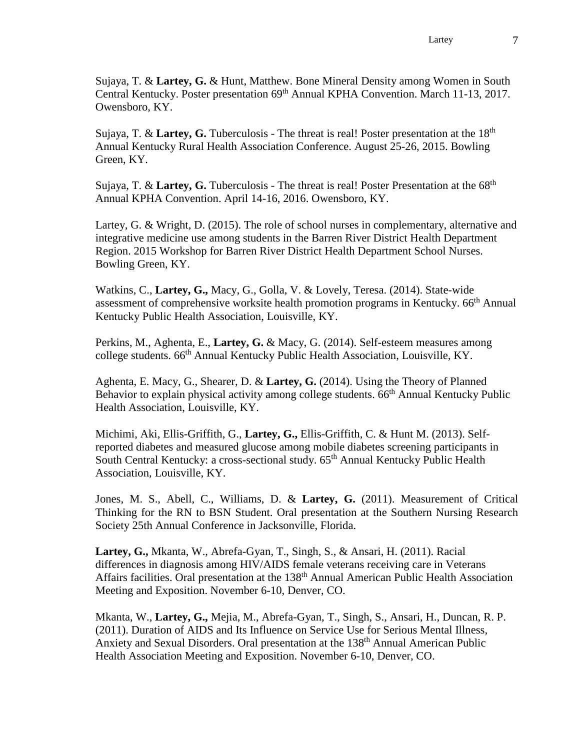Sujaya, T. & **Lartey, G.** & Hunt, Matthew. Bone Mineral Density among Women in South Central Kentucky. Poster presentation 69th Annual KPHA Convention. March 11-13, 2017. Owensboro, KY.

Sujaya, T. & **Lartey, G.** Tuberculosis - The threat is real! Poster presentation at the 18th Annual Kentucky Rural Health Association Conference. August 25-26, 2015. Bowling Green, KY.

Sujaya, T. & **Lartey, G.** Tuberculosis - The threat is real! Poster Presentation at the 68th Annual KPHA Convention. April 14-16, 2016. Owensboro, KY.

Lartey, G. & Wright, D. (2015). The role of school nurses in complementary, alternative and integrative medicine use among students in the Barren River District Health Department Region. 2015 Workshop for Barren River District Health Department School Nurses. Bowling Green, KY.

Watkins, C., **Lartey, G.,** Macy, G., Golla, V. & Lovely, Teresa. (2014). State-wide assessment of comprehensive worksite health promotion programs in Kentucky. 66th Annual Kentucky Public Health Association, Louisville, KY.

Perkins, M., Aghenta, E., **Lartey, G.** & Macy, G. (2014). Self-esteem measures among college students. 66th Annual Kentucky Public Health Association, Louisville, KY.

Aghenta, E. Macy, G., Shearer, D. & **Lartey, G.** (2014). Using the Theory of Planned Behavior to explain physical activity among college students. 66th Annual Kentucky Public Health Association, Louisville, KY.

Michimi, Aki, Ellis-Griffith, G., **Lartey, G.,** Ellis-Griffith, C. & Hunt M. (2013). Self-reported diabetes and measured glucose among mobile diabetes screening participants in South Central Kentucky: a cross-sectional study. 65th Annual Kentucky Public Health Association, Louisville, KY.

Jones, M. S., Abell, C., Williams, D. & **Lartey, G.** (2011). Measurement of Critical Thinking for the RN to BSN Student. Oral presentation at the Southern Nursing Research Society 25th Annual Conference in Jacksonville, Florida.

**Lartey, G.,** Mkanta, W., Abrefa-Gyan, T., Singh, S., & Ansari, H. (2011). Racial differences in diagnosis among HIV/AIDS female veterans receiving care in Veterans Affairs facilities. Oral presentation at the 138th Annual American Public Health Association Meeting and Exposition. November 6-10, Denver, CO.

Mkanta, W., **Lartey, G.,** Mejia, M., Abrefa-Gyan, T., Singh, S., Ansari, H., Duncan, R. P. (2011). Duration of AIDS and Its Influence on Service Use for Serious Mental Illness, Anxiety and Sexual Disorders. Oral presentation at the 138th Annual American Public Health Association Meeting and Exposition. November 6-10, Denver, CO.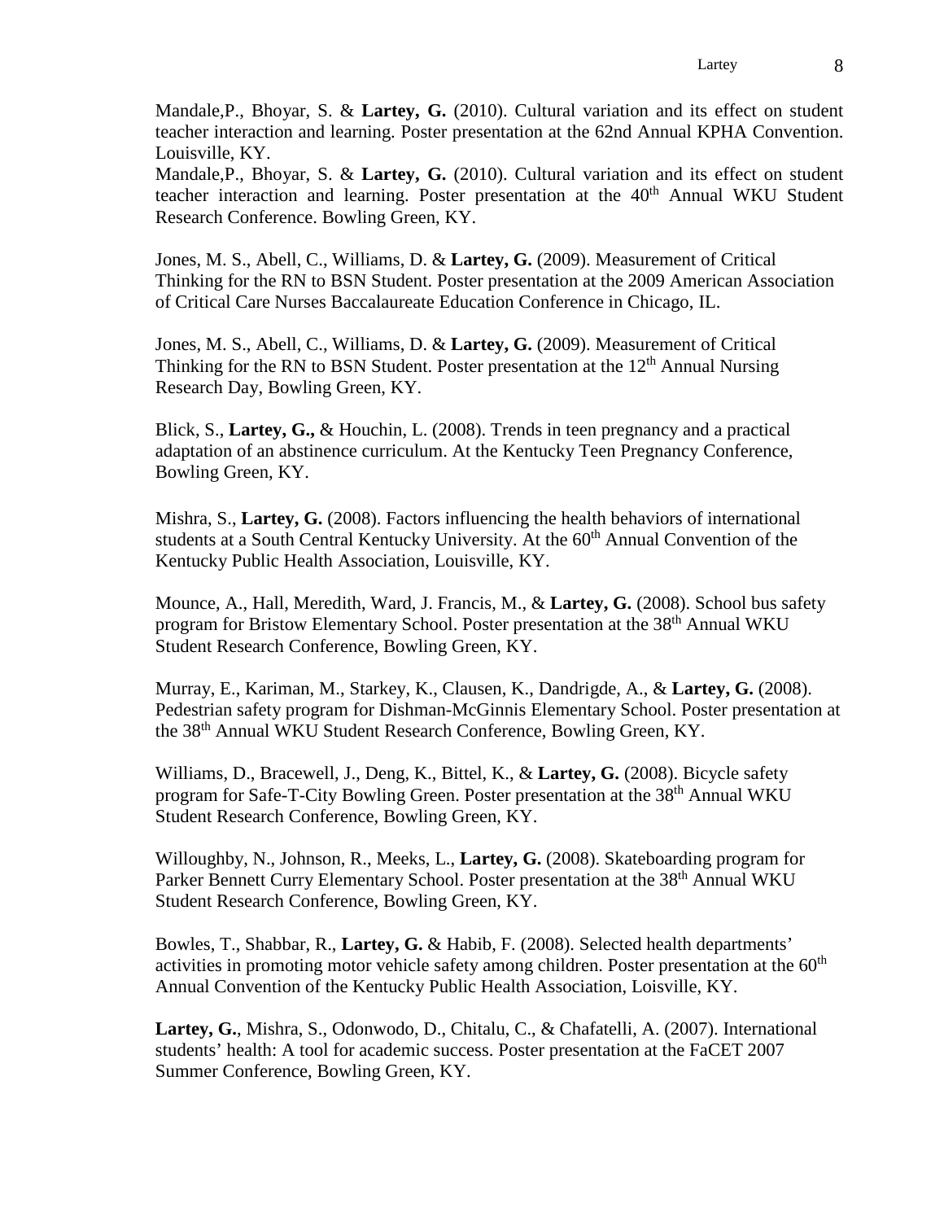Mandale,P., Bhoyar, S. & **Lartey, G.** (2010). Cultural variation and its effect on student teacher interaction and learning. Poster presentation at the 62nd Annual KPHA Convention. Louisville, KY.

Mandale,P., Bhoyar, S. & **Lartey, G.** (2010). Cultural variation and its effect on student teacher interaction and learning. Poster presentation at the 40th Annual WKU Student Research Conference. Bowling Green, KY.

Jones, M. S., Abell, C., Williams, D. & **Lartey, G.** (2009). Measurement of Critical Thinking for the RN to BSN Student. Poster presentation at the 2009 American Association of Critical Care Nurses Baccalaureate Education Conference in Chicago, IL.

Jones, M. S., Abell, C., Williams, D. & **Lartey, G.** (2009). Measurement of Critical Thinking for the RN to BSN Student. Poster presentation at the 12th Annual Nursing Research Day, Bowling Green, KY.

Blick, S., **Lartey, G.,** & Houchin, L. (2008). Trends in teen pregnancy and a practical adaptation of an abstinence curriculum. At the Kentucky Teen Pregnancy Conference, Bowling Green, KY.

Mishra, S., **Lartey, G.** (2008). Factors influencing the health behaviors of international students at a South Central Kentucky University. At the 60th Annual Convention of the Kentucky Public Health Association, Louisville, KY.

Mounce, A., Hall, Meredith, Ward, J. Francis, M., & **Lartey, G.** (2008). School bus safety program for Bristow Elementary School. Poster presentation at the 38th Annual WKU Student Research Conference, Bowling Green, KY.

Murray, E., Kariman, M., Starkey, K., Clausen, K., Dandridge, A., & **Lartey, G.** (2008). Pedestrian safety program for Dishman-McGinnis Elementary School. Poster presentation at the 38th Annual WKU Student Research Conference, Bowling Green, KY.

Williams, D., Bracewell, J., Deng, K., Bittel, K., & **Lartey, G.** (2008). Bicycle safety program for Safe-T-City Bowling Green. Poster presentation at the 38th Annual WKU Student Research Conference, Bowling Green, KY.

Willoughby, N., Johnson, R., Meeks, L., **Lartey, G.** (2008). Skateboarding program for Parker Bennett Curry Elementary School. Poster presentation at the 38th Annual WKU Student Research Conference, Bowling Green, KY.

Bowles, T., Shabbar, R., **Lartey, G.** & Habib, F. (2008). Selected health departments' activities in promoting motor vehicle safety among children. Poster presentation at the 60th Annual Convention of the Kentucky Public Health Association, Loisville, KY.

**Lartey, G.**, Mishra, S., Odonwodo, D., Chitalu, C., & Chafatelli, A. (2007). International students' health: A tool for academic success. Poster presentation at the FaCET 2007 Summer Conference, Bowling Green, KY.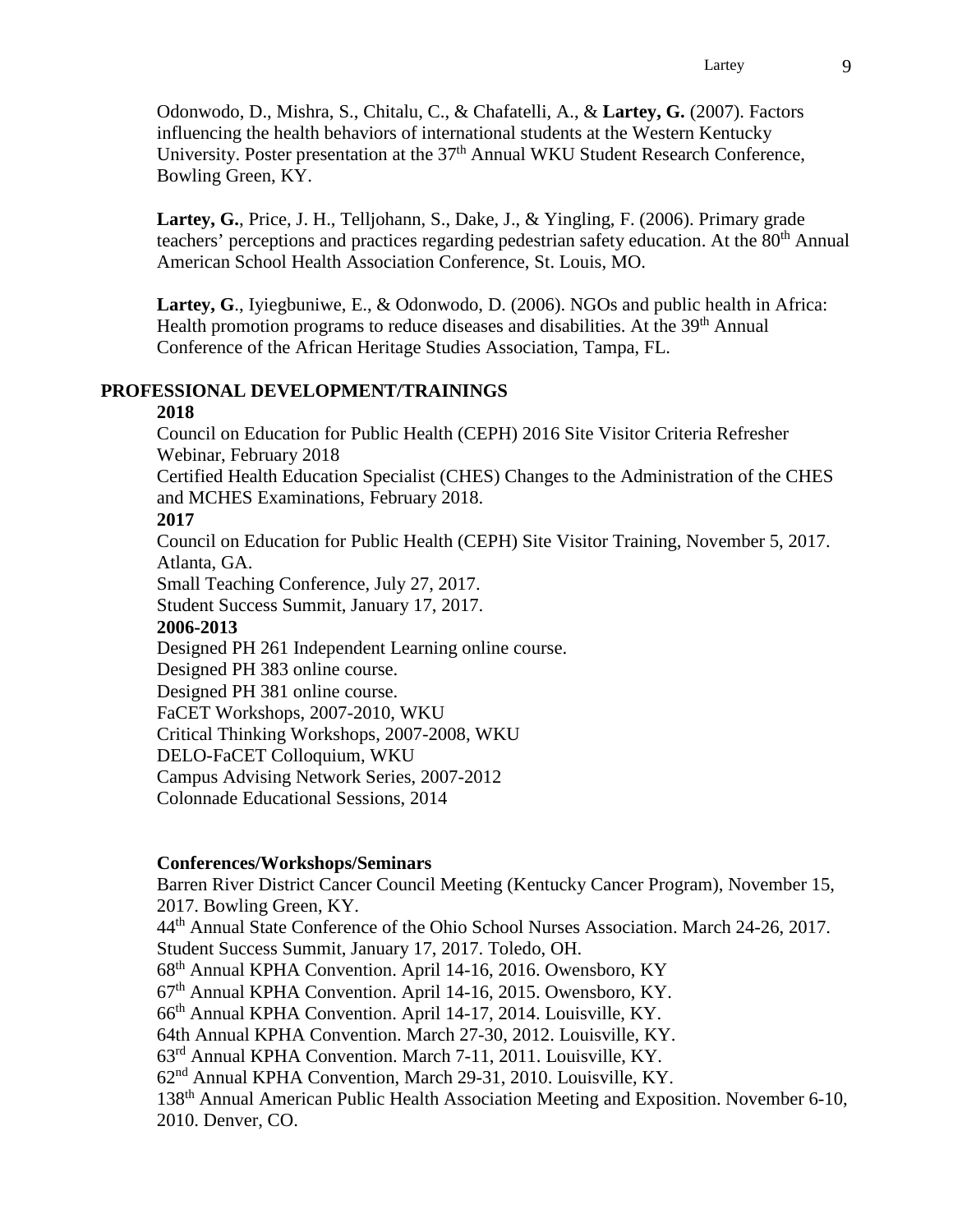Odonwodo, D., Mishra, S., Chitalu, C., & Chafatelli, A., & **Lartey, G.** (2007). Factors influencing the health behaviors of international students at the Western Kentucky University. Poster presentation at the 37th Annual WKU Student Research Conference, Bowling Green, KY.

**Lartey, G.**, Price, J. H., Telljohann, S., Dake, J., & Yingling, F. (2006). Primary grade teachers' perceptions and practices regarding pedestrian safety education. At the 80th Annual American School Health Association Conference, St. Louis, MO.

**Lartey, G**., Iyiegbuniwe, E., & Odonwodo, D. (2006). NGOs and public health in Africa: Health promotion programs to reduce diseases and disabilities. At the 39th Annual Conference of the African Heritage Studies Association, Tampa, FL.

## PROFESSIONAL DEVELOPMENT/TRAININGS

**2018**

Council on Education for Public Health (CEPH) 2016 Site Visitor Criteria Refresher Webinar, February 2018

Certified Health Education Specialist (CHES) Changes to the Administration of the CHES and MCHES Examinations, February 2018.

**2017**

Council on Education for Public Health (CEPH) Site Visitor Training, November 5, 2017. Atlanta, GA.

Small Teaching Conference, July 27, 2017.

Student Success Summit, January 17, 2017.

**2006-2013**

Designed PH 261 Independent Learning online course.

Designed PH 383 online course.

Designed PH 381 online course.

FaCET Workshops, 2007-2010, WKU

Critical Thinking Workshops, 2007-2008, WKU

DELO-FaCET Colloquium, WKU

Campus Advising Network Series, 2007-2012

Colonnade Educational Sessions, 2014

### Conferences/Workshops/Seminars

Barren River District Cancer Council Meeting (Kentucky Cancer Program), November 15, 2017. Bowling Green, KY.

44th Annual State Conference of the Ohio School Nurses Association. March 24-26, 2017.

Student Success Summit, January 17, 2017. Toledo, OH.

68th Annual KPHA Convention. April 14-16, 2016. Owensboro, KY

67th Annual KPHA Convention. April 14-16, 2015. Owensboro, KY.

66th Annual KPHA Convention. April 14-17, 2014. Louisville, KY.

64th Annual KPHA Convention. March 27-30, 2012. Louisville, KY.

63rd Annual KPHA Convention. March 7-11, 2011. Louisville, KY.

62nd Annual KPHA Convention, March 29-31, 2010. Louisville, KY.

138th Annual American Public Health Association Meeting and Exposition. November 6-10, 2010. Denver, CO.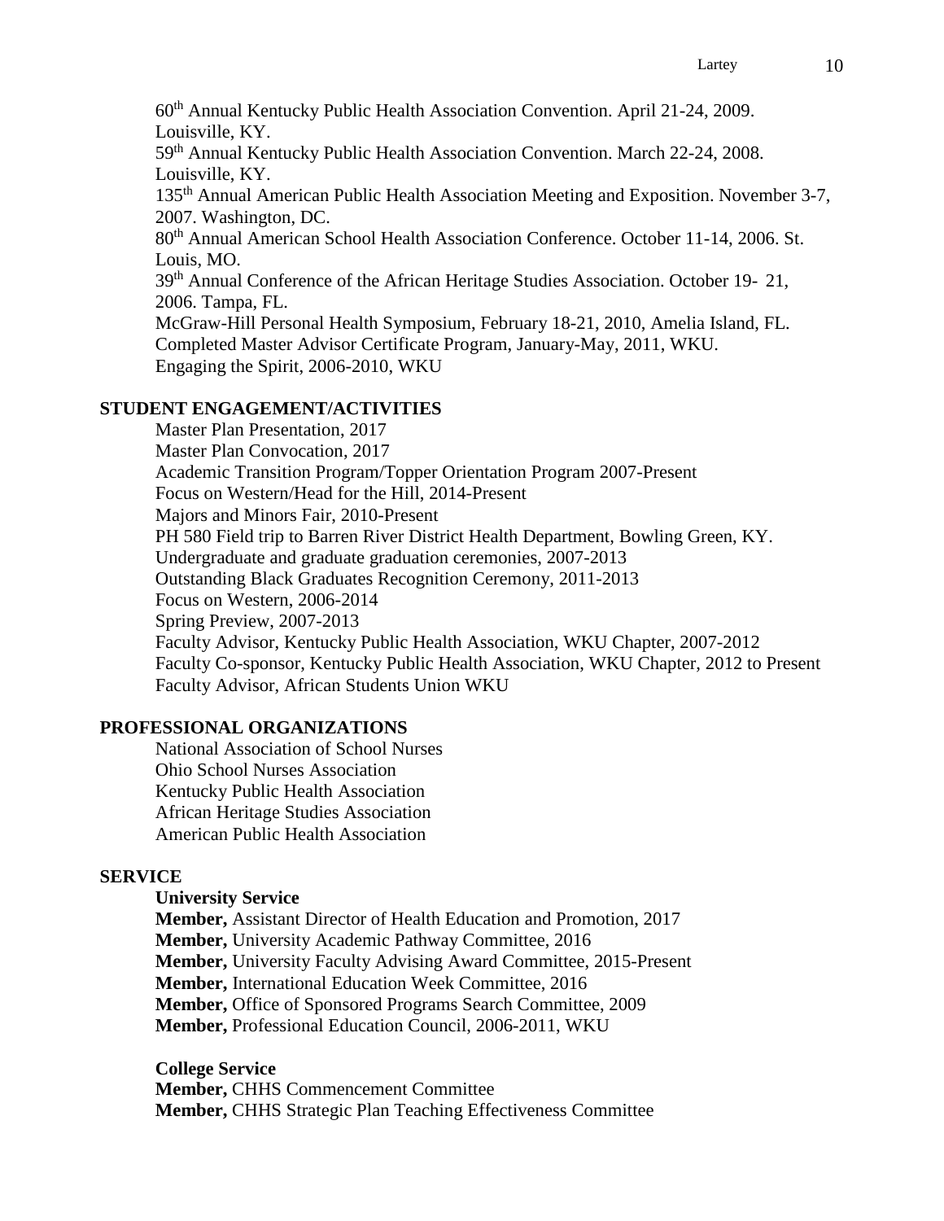60th Annual Kentucky Public Health Association Convention. April 21-24, 2009. Louisville, KY.

59th Annual Kentucky Public Health Association Convention. March 22-24, 2008. Louisville, KY.

135th Annual American Public Health Association Meeting and Exposition. November 3-7, 2007. Washington, DC.

80th Annual American School Health Association Conference. October 11-14, 2006. St. Louis, MO.

39th Annual Conference of the African Heritage Studies Association. October 19- 21, 2006. Tampa, FL.

McGraw-Hill Personal Health Symposium, February 18-21, 2010, Amelia Island, FL.

Completed Master Advisor Certificate Program, January-May, 2011, WKU.

Engaging the Spirit, 2006-2010, WKU

## STUDENT ENGAGEMENT/ACTIVITIES

Master Plan Presentation, 2017
Master Plan Convocation, 2017
Academic Transition Program/Topper Orientation Program 2007-Present
Focus on Western/Head for the Hill, 2014-Present
Majors and Minors Fair, 2010-Present
PH 580 Field trip to Barren River District Health Department, Bowling Green, KY.
Undergraduate and graduate graduation ceremonies, 2007-2013
Outstanding Black Graduates Recognition Ceremony, 2011-2013
Focus on Western, 2006-2014
Spring Preview, 2007-2013
Faculty Advisor, Kentucky Public Health Association, WKU Chapter, 2007-2012
Faculty Co-sponsor, Kentucky Public Health Association, WKU Chapter, 2012 to Present
Faculty Advisor, African Students Union WKU

## PROFESSIONAL ORGANIZATIONS

National Association of School Nurses
Ohio School Nurses Association
Kentucky Public Health Association
African Heritage Studies Association
American Public Health Association

## SERVICE

### University Service

**Member,** Assistant Director of Health Education and Promotion, 2017
**Member,** University Academic Pathway Committee, 2016
**Member,** University Faculty Advising Award Committee, 2015-Present
**Member,** International Education Week Committee, 2016
**Member,** Office of Sponsored Programs Search Committee, 2009
**Member,** Professional Education Council, 2006-2011, WKU

### College Service

**Member,** CHHS Commencement Committee
**Member,** CHHS Strategic Plan Teaching Effectiveness Committee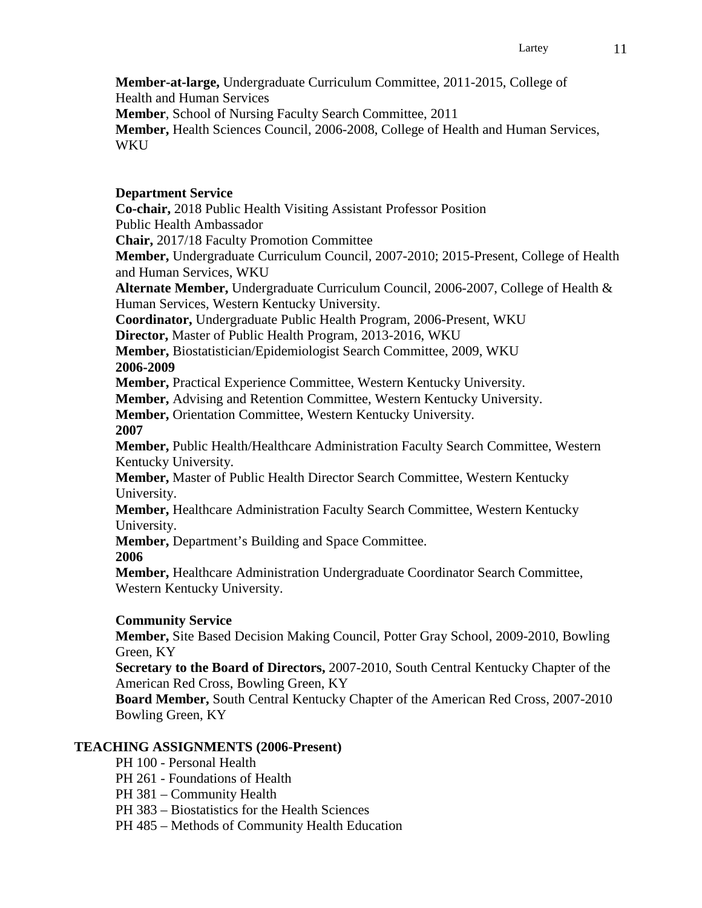**Member-at-large,** Undergraduate Curriculum Committee, 2011-2015, College of Health and Human Services

**Member**, School of Nursing Faculty Search Committee, 2011

**Member,** Health Sciences Council, 2006-2008, College of Health and Human Services, WKU

**Department Service**

**Co-chair,** 2018 Public Health Visiting Assistant Professor Position

Public Health Ambassador

**Chair,** 2017/18 Faculty Promotion Committee

**Member,** Undergraduate Curriculum Council, 2007-2010; 2015-Present, College of Health and Human Services, WKU

**Alternate Member,** Undergraduate Curriculum Council, 2006-2007, College of Health & Human Services, Western Kentucky University.

**Coordinator,** Undergraduate Public Health Program, 2006-Present, WKU

**Director,** Master of Public Health Program, 2013-2016, WKU

**Member,** Biostatistician/Epidemiologist Search Committee, 2009, WKU

**2006-2009**

**Member,** Practical Experience Committee, Western Kentucky University.

**Member,** Advising and Retention Committee, Western Kentucky University.

**Member,** Orientation Committee, Western Kentucky University.

**2007**

**Member,** Public Health/Healthcare Administration Faculty Search Committee, Western Kentucky University.

**Member,** Master of Public Health Director Search Committee, Western Kentucky University.

**Member,** Healthcare Administration Faculty Search Committee, Western Kentucky University.

**Member,** Department's Building and Space Committee.

**2006**

**Member,** Healthcare Administration Undergraduate Coordinator Search Committee, Western Kentucky University.

**Community Service**

**Member,** Site Based Decision Making Council, Potter Gray School, 2009-2010, Bowling Green, KY

**Secretary to the Board of Directors,** 2007-2010, South Central Kentucky Chapter of the American Red Cross, Bowling Green, KY

**Board Member,** South Central Kentucky Chapter of the American Red Cross, 2007-2010 Bowling Green, KY

**TEACHING ASSIGNMENTS (2006-Present)**

PH 100 - Personal Health

PH 261 - Foundations of Health

PH 381 – Community Health

PH 383 – Biostatistics for the Health Sciences

PH 485 – Methods of Community Health Education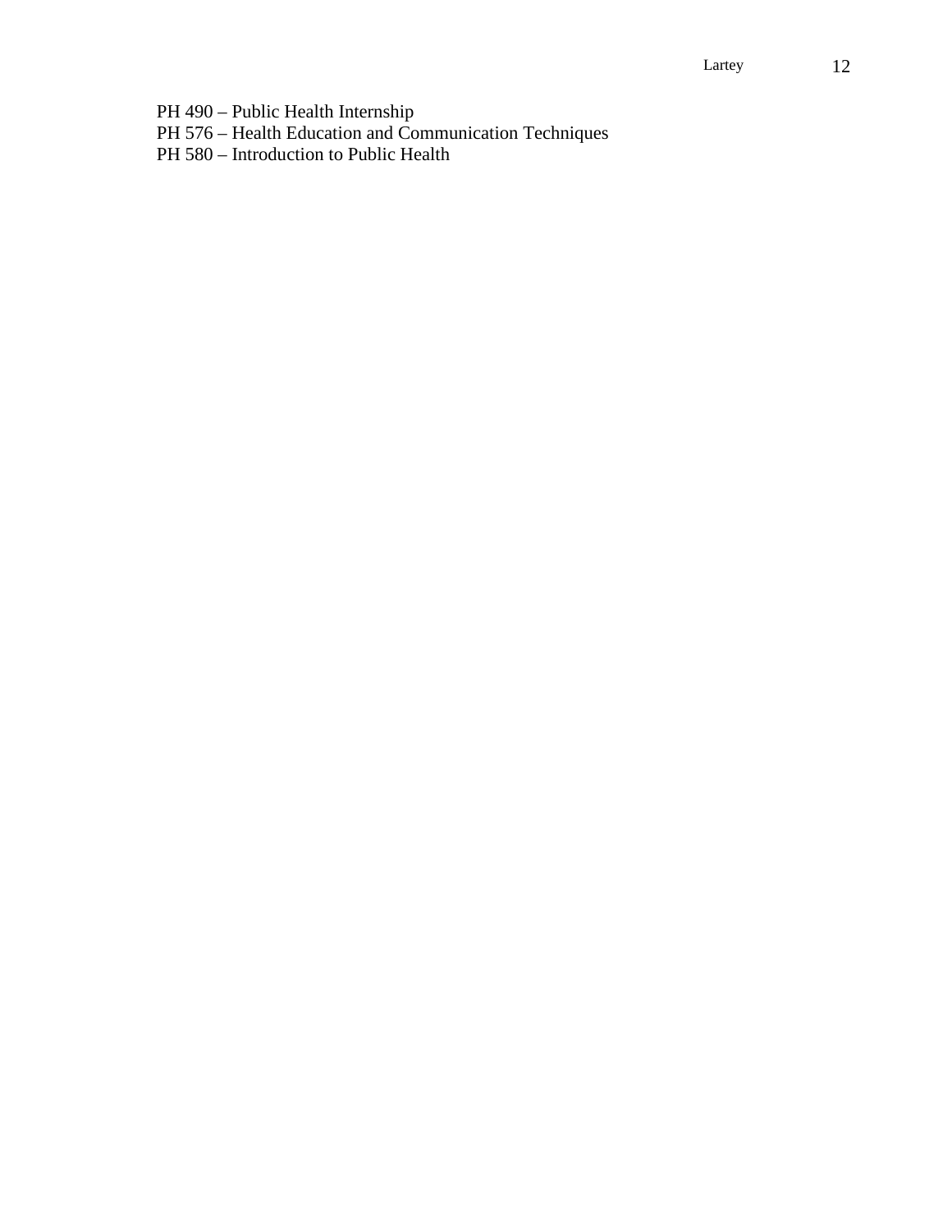PH 490 – Public Health Internship
PH 576 – Health Education and Communication Techniques
PH 580 – Introduction to Public Health